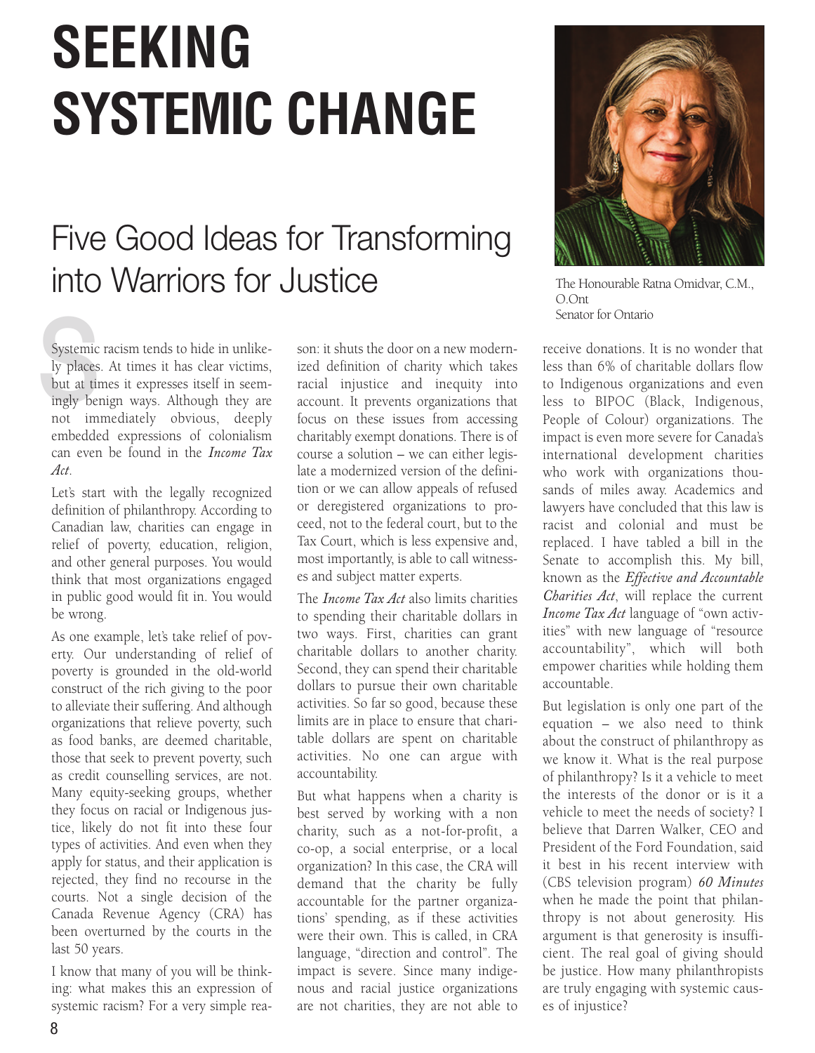# SEEKING SYSTEMIC CHANGE

## Five Good Ideas for Transforming into Warriors for Justice

The Honourable Ratna Omidvar, C.M., O.Ont
Senator for Ontario

Systemic racism tends to hide in unlikely places. At times it has clear victims, but at times it expresses itself in seemingly benign ways. Although they are not immediately obvious, deeply embedded expressions of colonialism can even be found in the *Income Tax Act*.

Let's start with the legally recognized definition of philanthropy. According to Canadian law, charities can engage in relief of poverty, education, religion, and other general purposes. You would think that most organizations engaged in public good would fit in. You would be wrong.

As one example, let's take relief of poverty. Our understanding of relief of poverty is grounded in the old-world construct of the rich giving to the poor to alleviate their suffering. And although organizations that relieve poverty, such as food banks, are deemed charitable, those that seek to prevent poverty, such as credit counselling services, are not. Many equity-seeking groups, whether they focus on racial or Indigenous justice, likely do not fit into these four types of activities. And even when they apply for status, and their application is rejected, they find no recourse in the courts. Not a single decision of the Canada Revenue Agency (CRA) has been overturned by the courts in the last 50 years.

I know that many of you will be thinking: what makes this an expression of systemic racism? For a very simple reason: it shuts the door on a new modernized definition of charity which takes racial injustice and inequity into account. It prevents organizations that focus on these issues from accessing charitably exempt donations. There is of course a solution – we can either legislate a modernized version of the definition or we can allow appeals of refused or deregistered organizations to proceed, not to the federal court, but to the Tax Court, which is less expensive and, most importantly, is able to call witnesses and subject matter experts.

The *Income Tax Act* also limits charities to spending their charitable dollars in two ways. First, charities can grant charitable dollars to another charity. Second, they can spend their charitable dollars to pursue their own charitable activities. So far so good, because these limits are in place to ensure that charitable dollars are spent on charitable activities. No one can argue with accountability.

But what happens when a charity is best served by working with a non charity, such as a not-for-profit, a co-op, a social enterprise, or a local organization? In this case, the CRA will demand that the charity be fully accountable for the partner organizations' spending, as if these activities were their own. This is called, in CRA language, "direction and control". The impact is severe. Since many indigenous and racial justice organizations are not charities, they are not able to receive donations. It is no wonder that less than 6% of charitable dollars flow to Indigenous organizations and even less to BIPOC (Black, Indigenous, People of Colour) organizations. The impact is even more severe for Canada's international development charities who work with organizations thousands of miles away. Academics and lawyers have concluded that this law is racist and colonial and must be replaced. I have tabled a bill in the Senate to accomplish this. My bill, known as the *Effective and Accountable Charities Act*, will replace the current *Income Tax Act* language of "own activities" with new language of "resource accountability", which will both empower charities while holding them accountable.

But legislation is only one part of the equation – we also need to think about the construct of philanthropy as we know it. What is the real purpose of philanthropy? Is it a vehicle to meet the interests of the donor or is it a vehicle to meet the needs of society? I believe that Darren Walker, CEO and President of the Ford Foundation, said it best in his recent interview with (CBS television program) *60 Minutes* when he made the point that philanthropy is not about generosity. His argument is that generosity is insufficient. The real goal of giving should be justice. How many philanthropists are truly engaging with systemic causes of injustice?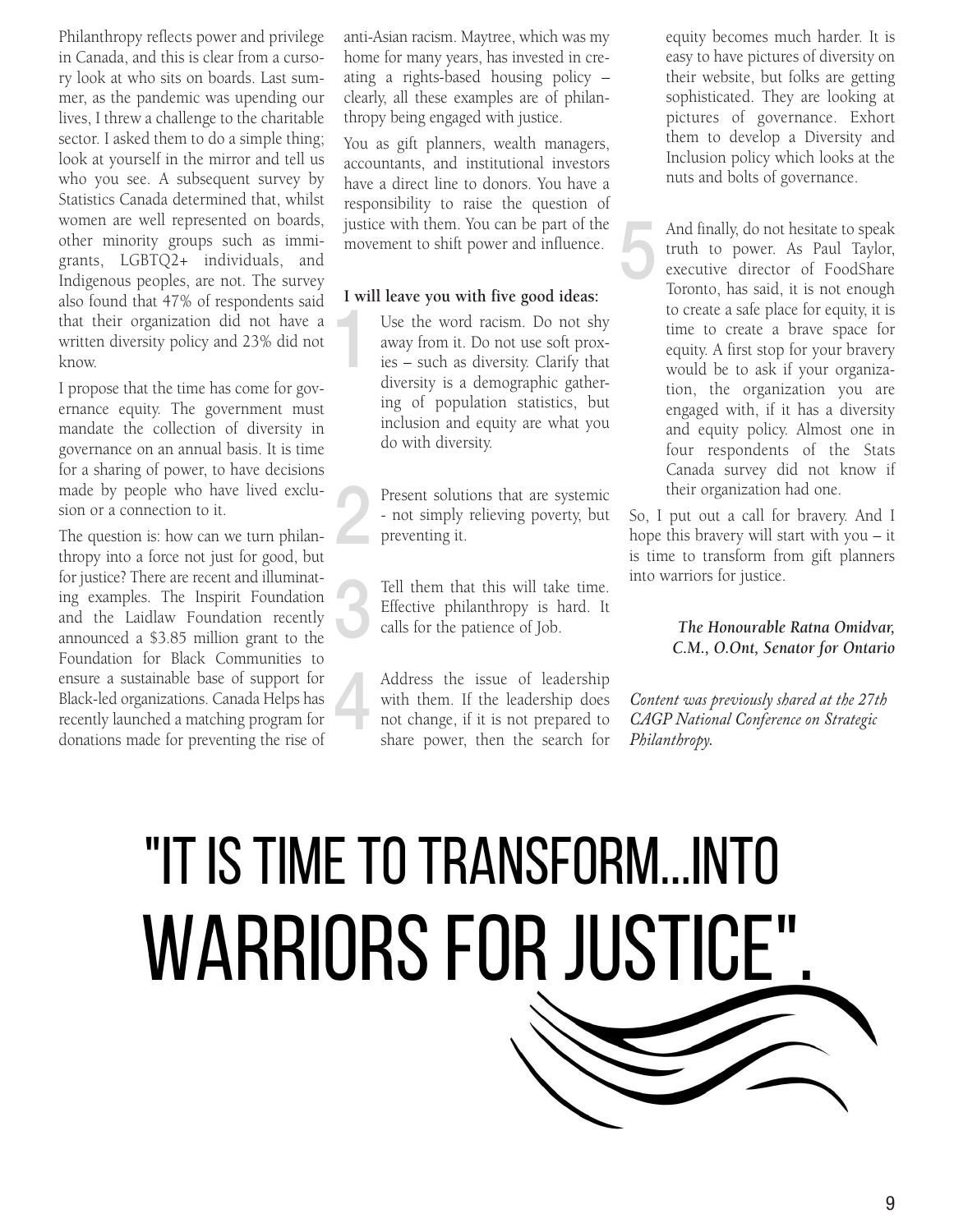Philanthropy reflects power and privilege in Canada, and this is clear from a cursory look at who sits on boards. Last summer, as the pandemic was upending our lives, I threw a challenge to the charitable sector. I asked them to do a simple thing; look at yourself in the mirror and tell us who you see. A subsequent survey by Statistics Canada determined that, whilst women are well represented on boards, other minority groups such as immigrants, LGBTQ2+ individuals, and Indigenous peoples, are not. The survey also found that 47% of respondents said that their organization did not have a written diversity policy and 23% did not know.

I propose that the time has come for governance equity. The government must mandate the collection of diversity in governance on an annual basis. It is time for a sharing of power, to have decisions made by people who have lived exclusion or a connection to it.

The question is: how can we turn philanthropy into a force not just for good, but for justice? There are recent and illuminating examples. The Inspirit Foundation and the Laidlaw Foundation recently announced a $3.85 million grant to the Foundation for Black Communities to ensure a sustainable base of support for Black-led organizations. Canada Helps has recently launched a matching program for donations made for preventing the rise of anti-Asian racism. Maytree, which was my home for many years, has invested in creating a rights-based housing policy – clearly, all these examples are of philanthropy being engaged with justice.

You as gift planners, wealth managers, accountants, and institutional investors have a direct line to donors. You have a responsibility to raise the question of justice with them. You can be part of the movement to shift power and influence.

**I will leave you with five good ideas:**

1. Use the word racism. Do not shy away from it. Do not use soft proxies – such as diversity. Clarify that diversity is a demographic gathering of population statistics, but inclusion and equity are what you do with diversity.

2. Present solutions that are systemic - not simply relieving poverty, but preventing it.

3. Tell them that this will take time. Effective philanthropy is hard. It calls for the patience of Job.

4. Address the issue of leadership with them. If the leadership does not change, if it is not prepared to share power, then the search for equity becomes much harder. It is easy to have pictures of diversity on their website, but folks are getting sophisticated. They are looking at pictures of governance. Exhort them to develop a Diversity and Inclusion policy which looks at the nuts and bolts of governance.

5. And finally, do not hesitate to speak truth to power. As Paul Taylor, executive director of FoodShare Toronto, has said, it is not enough to create a safe place for equity, it is time to create a brave space for equity. A first stop for your bravery would be to ask if your organization, the organization you are engaged with, if it has a diversity and equity policy. Almost one in four respondents of the Stats Canada survey did not know if their organization had one.

So, I put out a call for bravery. And I hope this bravery will start with you – it is time to transform from gift planners into warriors for justice.

***The Honourable Ratna Omidvar, C.M., O.Ont, Senator for Ontario***

*Content was previously shared at the 27th CAGP National Conference on Strategic Philanthropy.*

# "IT IS TIME TO TRANSFORM...INTO WARRIORS FOR JUSTICE".